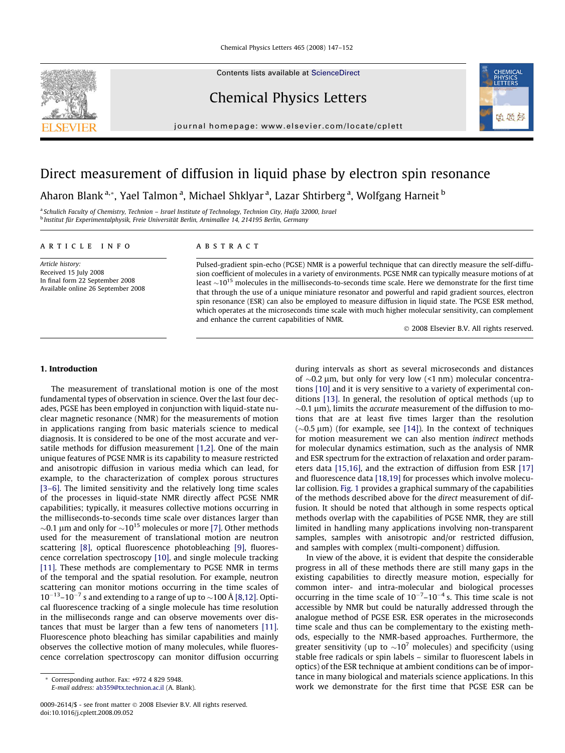# Direct measurement of diffusion in liquid phase by electron spin resonance

Aharon Blank [a,*], Yael Talmon [a], Michael Shklyar [a], Lazar Shtirberg [a], Wolfgang Harneit [b]

[a] Schulich Faculty of Chemistry, Technion – Israel Institute of Technology, Technion City, Haifa 32000, Israel
[b] Institut für Experimentalphysik, Freie Universität Berlin, Arnimallee 14, 214195 Berlin, Germany

**ARTICLE INFO**

*Article history:*
Received 15 July 2008
In final form 22 September 2008
Available online 26 September 2008

**ABSTRACT**

Pulsed-gradient spin-echo (PGSE) NMR is a powerful technique that can directly measure the self-diffusion coefficient of molecules in a variety of environments. PGSE NMR can typically measure motions of at least $\sim10^{15}$ molecules in the milliseconds-to-seconds time scale. Here we demonstrate for the first time that through the use of a unique miniature resonator and powerful and rapid gradient sources, electron spin resonance (ESR) can also be employed to measure diffusion in liquid state. The PGSE ESR method, which operates at the microseconds time scale with much higher molecular sensitivity, can complement and enhance the current capabilities of NMR.

© 2008 Elsevier B.V. All rights reserved.

## 1. Introduction

The measurement of translational motion is one of the most fundamental types of observation in science. Over the last four decades, PGSE has been employed in conjunction with liquid-state nuclear magnetic resonance (NMR) for the measurements of motion in applications ranging from basic materials science to medical diagnosis. It is considered to be one of the most accurate and versatile methods for diffusion measurement [1,2]. One of the main unique features of PGSE NMR is its capability to measure restricted and anisotropic diffusion in various media which can lead, for example, to the characterization of complex porous structures [3–6]. The limited sensitivity and the relatively long time scales of the processes in liquid-state NMR directly affect PGSE NMR capabilities; typically, it measures collective motions occurring in the milliseconds-to-seconds time scale over distances larger than $\sim$0.1 μm and only for $\sim10^{15}$ molecules or more [7]. Other methods used for the measurement of translational motion are neutron scattering [8], optical fluorescence photobleaching [9], fluorescence correlation spectroscopy [10], and single molecule tracking [11]. These methods are complementary to PGSE NMR in terms of the temporal and the spatial resolution. For example, neutron scattering can monitor motions occurring in the time scales of $10^{-13}$–$10^{-7}$ s and extending to a range of up to $\sim$100 Å [8,12]. Optical fluorescence tracking of a single molecule has time resolution in the milliseconds range and can observe movements over distances that must be larger than a few tens of nanometers [11]. Fluorescence photo bleaching has similar capabilities and mainly observes the collective motion of many molecules, while fluorescence correlation spectroscopy can monitor diffusion occurring during intervals as short as several microseconds and distances of $\sim$0.2 μm, but only for very low (<1 nm) molecular concentrations [10] and it is very sensitive to a variety of experimental conditions [13]. In general, the resolution of optical methods (up to $\sim$0.1 μm), limits the *accurate* measurement of the diffusion to motions that are at least five times larger than the resolution ($\sim$0.5 μm) (for example, see [14]). In the context of techniques for motion measurement we can also mention *indirect* methods for molecular dynamics estimation, such as the analysis of NMR and ESR spectrum for the extraction of relaxation and order parameters data [15,16], and the extraction of diffusion from ESR [17] and fluorescence data [18,19] for processes which involve molecular collision. Fig. 1 provides a graphical summary of the capabilities of the methods described above for the *direct* measurement of diffusion. It should be noted that although in some respects optical methods overlap with the capabilities of PGSE NMR, they are still limited in handling many applications involving non-transparent samples, samples with anisotropic and/or restricted diffusion, and samples with complex (multi-component) diffusion.

In view of the above, it is evident that despite the considerable progress in all of these methods there are still many gaps in the existing capabilities to directly measure motion, especially for common inter- and intra-molecular and biological processes occurring in the time scale of $10^{-7}$–$10^{-4}$ s. This time scale is not accessible by NMR but could be naturally addressed through the analogue method of PGSE ESR. ESR operates in the microseconds time scale and thus can be complementary to the existing methods, especially to the NMR-based approaches. Furthermore, the greater sensitivity (up to $\sim10^{7}$ molecules) and specificity (using stable free radicals or spin labels – similar to fluorescent labels in optics) of the ESR technique at ambient conditions can be of importance in many biological and materials science applications. In this work we demonstrate for the first time that PGSE ESR can be

---

\* Corresponding author. Fax: +972 4 829 5948.
*E-mail address:* ab359@tx.technion.ac.il (A. Blank).

0009-2614/$ - see front matter © 2008 Elsevier B.V. All rights reserved.
doi:10.1016/j.cplett.2008.09.052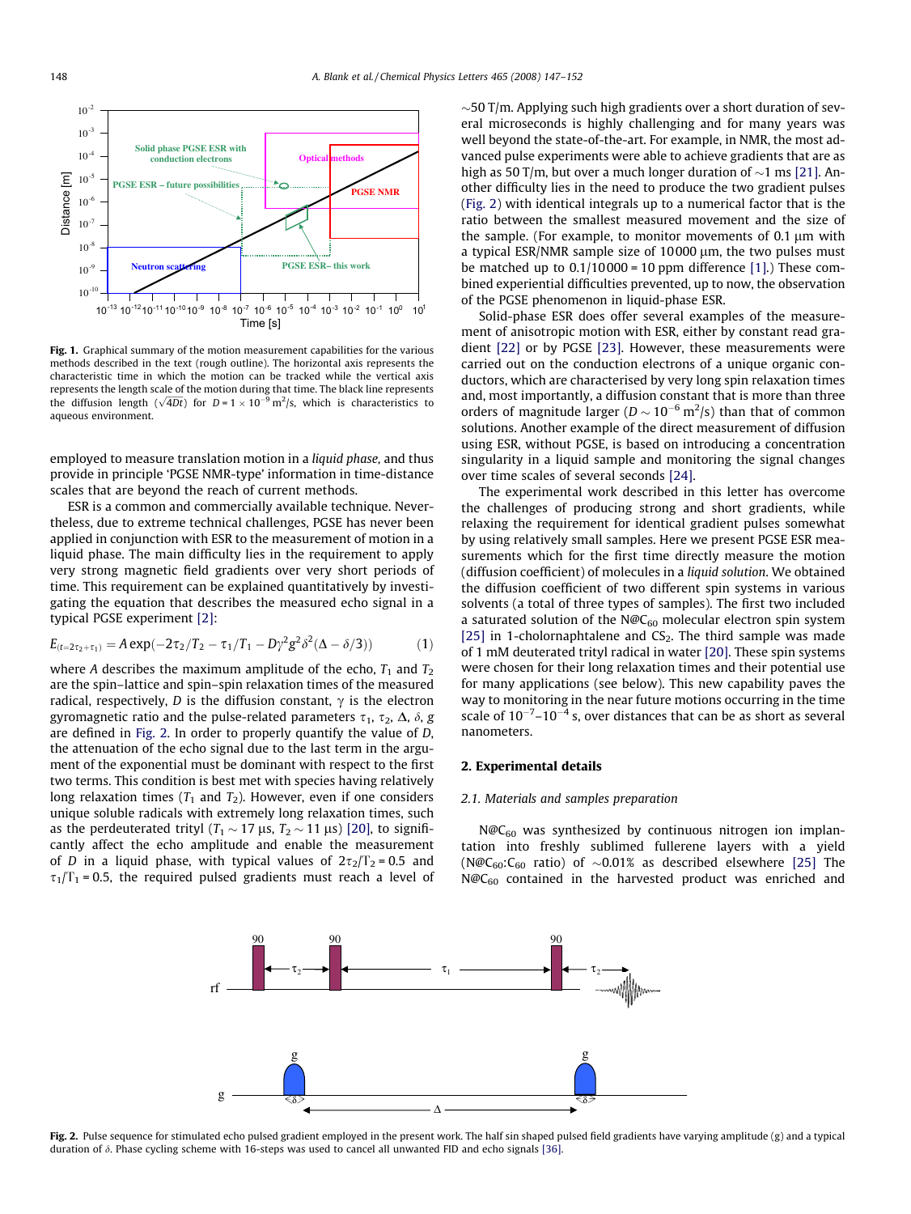Fig. 1. Graphical summary of the motion measurement capabilities for the various methods described in the text (rough outline). The horizontal axis represents the characteristic time in which the motion can be tracked while the vertical axis represents the length scale of the motion during that time. The black line represents the diffusion length ($\sqrt{4Dt}$) for $D = 1 \times 10^{-9}$ m$^2$/s, which is characteristics to aqueous environment.

employed to measure translation motion in a *liquid phase*, and thus provide in principle 'PGSE NMR-type' information in time-distance scales that are beyond the reach of current methods.

ESR is a common and commercially available technique. Nevertheless, due to extreme technical challenges, PGSE has never been applied in conjunction with ESR to the measurement of motion in a liquid phase. The main difficulty lies in the requirement to apply very strong magnetic field gradients over very short periods of time. This requirement can be explained quantitatively by investigating the equation that describes the measured echo signal in a typical PGSE experiment [2]:

$$E_{(t=2\tau_2+\tau_1)} = A\exp(-2\tau_2/T_2 - \tau_1/T_1 - D\gamma^2 g^2\delta^2(\Delta - \delta/3)) \qquad (1)$$

where $A$ describes the maximum amplitude of the echo, $T_1$ and $T_2$ are the spin–lattice and spin–spin relaxation times of the measured radical, respectively, $D$ is the diffusion constant, $\gamma$ is the electron gyromagnetic ratio and the pulse-related parameters $\tau_1$, $\tau_2$, $\Delta$, $\delta$, $g$ are defined in Fig. 2. In order to properly quantify the value of $D$, the attenuation of the echo signal due to the last term in the argument of the exponential must be dominant with respect to the first two terms. This condition is best met with species having relatively long relaxation times ($T_1$ and $T_2$). However, even if one considers unique soluble radicals with extremely long relaxation times, such as the perdeuterated trityl ($T_1 \sim 17$ μs, $T_2 \sim 11$ μs) [20], to significantly affect the echo amplitude and enable the measurement of $D$ in a liquid phase, with typical values of $2\tau_2/T_2 = 0.5$ and $\tau_1/T_1 = 0.5$, the required pulsed gradients must reach a level of ~50 T/m. Applying such high gradients over a short duration of several microseconds is highly challenging and for many years was well beyond the state-of-the-art. For example, in NMR, the most advanced pulse experiments were able to achieve gradients that are as high as 50 T/m, but over a much longer duration of ~1 ms [21]. Another difficulty lies in the need to produce the two gradient pulses (Fig. 2) with identical integrals up to a numerical factor that is the ratio between the smallest measured movement and the size of the sample. (For example, to monitor movements of 0.1 μm with a typical ESR/NMR sample size of 10000 μm, the two pulses must be matched up to 0.1/10000 = 10 ppm difference [1].) These combined experiential difficulties prevented, up to now, the observation of the PGSE phenomenon in liquid-phase ESR.

Solid-phase ESR does offer several examples of the measurement of anisotropic motion with ESR, either by constant read gradient [22] or by PGSE [23]. However, these measurements were carried out on the conduction electrons of a unique organic conductors, which are characterised by very long spin relaxation times and, most importantly, a diffusion constant that is more than three orders of magnitude larger ($D \sim 10^{-6}$ m$^2$/s) than that of common solutions. Another example of the direct measurement of diffusion using ESR, without PGSE, is based on introducing a concentration singularity in a liquid sample and monitoring the signal changes over time scales of several seconds [24].

The experimental work described in this letter has overcome the challenges of producing strong and short gradients, while relaxing the requirement for identical gradient pulses somewhat by using relatively small samples. Here we present PGSE ESR measurements which for the first time directly measure the motion (diffusion coefficient) of molecules in a *liquid solution*. We obtained the diffusion coefficient of two different spin systems in various solvents (a total of three types of samples). The first two included a saturated solution of the N@$C_{60}$ molecular electron spin system [25] in 1-cholornaphtalene and $CS_2$. The third sample was made of 1 mM deuterated trityl radical in water [20]. These spin systems were chosen for their long relaxation times and their potential use for many applications (see below). This new capability paves the way to monitoring in the near future motions occurring in the time scale of $10^{-7}$–$10^{-4}$ s, over distances that can be as short as several nanometers.

## 2. Experimental details

### 2.1. Materials and samples preparation

N@$C_{60}$ was synthesized by continuous nitrogen ion implantation into freshly sublimed fullerene layers with a yield (N@$C_{60}$:$C_{60}$ ratio) of ~0.01% as described elsewhere [25] The N@$C_{60}$ contained in the harvested product was enriched and

Fig. 2. Pulse sequence for stimulated echo pulsed gradient employed in the present work. The half sin shaped pulsed field gradients have varying amplitude ($g$) and a typical duration of $\delta$. Phase cycling scheme with 16-steps was used to cancel all unwanted FID and echo signals [36].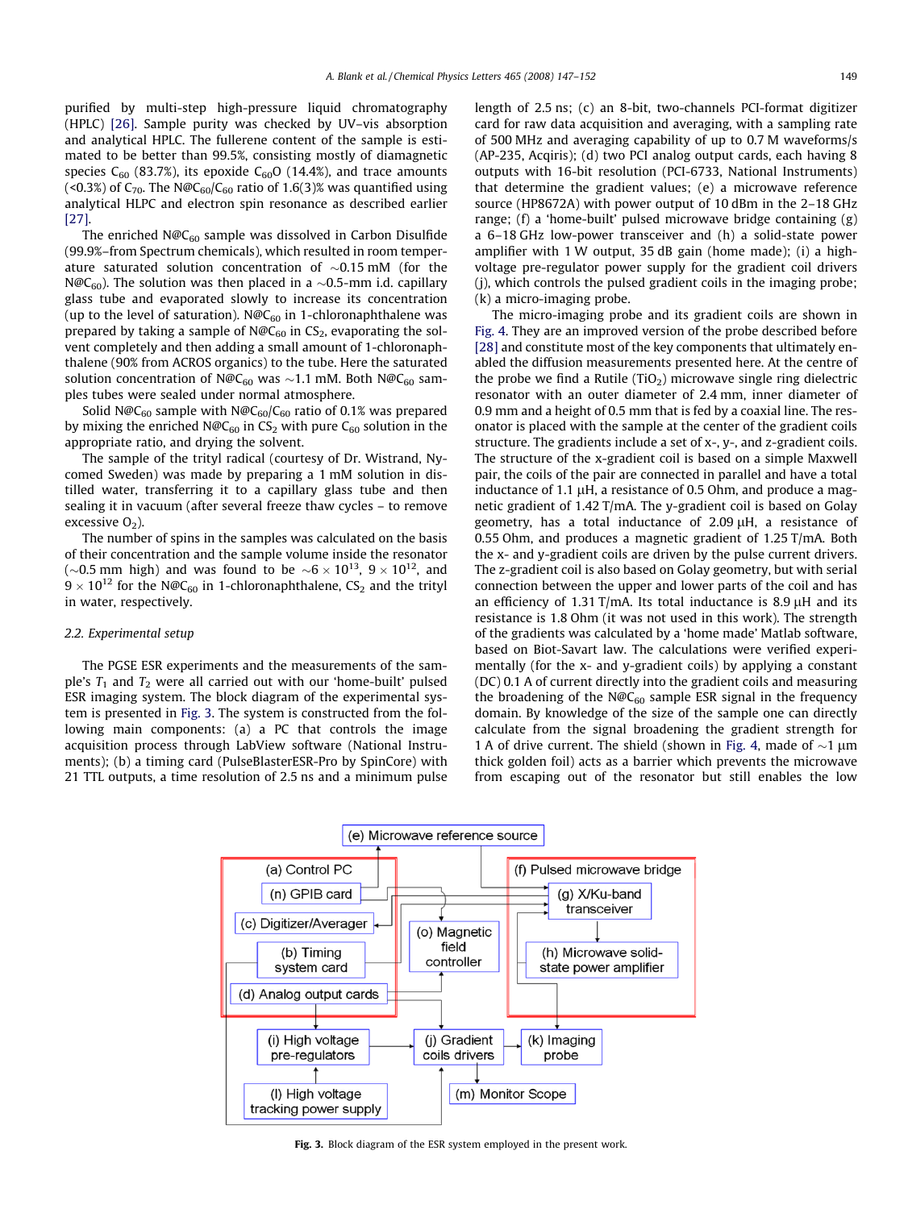purified by multi-step high-pressure liquid chromatography (HPLC) [26]. Sample purity was checked by UV–vis absorption and analytical HPLC. The fullerene content of the sample is estimated to be better than 99.5%, consisting mostly of diamagnetic species $C_{60}$ (83.7%), its epoxide $C_{60}O$ (14.4%), and trace amounts (<0.3%) of $C_{70}$. The N@$C_{60}$/$C_{60}$ ratio of 1.6(3)% was quantified using analytical HLPC and electron spin resonance as described earlier [27].

The enriched N@$C_{60}$ sample was dissolved in Carbon Disulfide (99.9%–from Spectrum chemicals), which resulted in room temperature saturated solution concentration of ~0.15 mM (for the N@$C_{60}$). The solution was then placed in a ~0.5-mm i.d. capillary glass tube and evaporated slowly to increase its concentration (up to the level of saturation). N@$C_{60}$ in 1-chloronaphthalene was prepared by taking a sample of N@$C_{60}$ in $CS_2$, evaporating the solvent completely and then adding a small amount of 1-chloronaphthalene (90% from ACROS organics) to the tube. Here the saturated solution concentration of N@$C_{60}$ was ~1.1 mM. Both N@$C_{60}$ samples tubes were sealed under normal atmosphere.

Solid N@$C_{60}$ sample with N@$C_{60}$/$C_{60}$ ratio of 0.1% was prepared by mixing the enriched N@$C_{60}$ in $CS_2$ with pure $C_{60}$ solution in the appropriate ratio, and drying the solvent.

The sample of the trityl radical (courtesy of Dr. Wistrand, Nycomed Sweden) was made by preparing a 1 mM solution in distilled water, transferring it to a capillary glass tube and then sealing it in vacuum (after several freeze thaw cycles – to remove excessive $O_2$).

The number of spins in the samples was calculated on the basis of their concentration and the sample volume inside the resonator (~0.5 mm high) and was found to be ~$6 \times 10^{13}$, $9 \times 10^{12}$, and $9 \times 10^{12}$ for the N@$C_{60}$ in 1-chloronaphthalene, $CS_2$ and the trityl in water, respectively.

### 2.2. Experimental setup

The PGSE ESR experiments and the measurements of the sample's $T_1$ and $T_2$ were all carried out with our 'home-built' pulsed ESR imaging system. The block diagram of the experimental system is presented in Fig. 3. The system is constructed from the following main components: (a) a PC that controls the image acquisition process through LabView software (National Instruments); (b) a timing card (PulseBlasterESR-Pro by SpinCore) with 21 TTL outputs, a time resolution of 2.5 ns and a minimum pulse length of 2.5 ns; (c) an 8-bit, two-channels PCI-format digitizer card for raw data acquisition and averaging, with a sampling rate of 500 MHz and averaging capability of up to 0.7 M waveforms/s (AP-235, Acqiris); (d) two PCI analog output cards, each having 8 outputs with 16-bit resolution (PCI-6733, National Instruments) that determine the gradient values; (e) a microwave reference source (HP8672A) with power output of 10 dBm in the 2–18 GHz range; (f) a 'home-built' pulsed microwave bridge containing (g) a 6–18 GHz low-power transceiver and (h) a solid-state power amplifier with 1 W output, 35 dB gain (home made); (i) a high-voltage pre-regulator power supply for the gradient coil drivers (j), which controls the pulsed gradient coils in the imaging probe; (k) a micro-imaging probe.

The micro-imaging probe and its gradient coils are shown in Fig. 4. They are an improved version of the probe described before [28] and constitute most of the key components that ultimately enabled the diffusion measurements presented here. At the center of the probe we find a Rutile ($TiO_2$) microwave single ring dielectric resonator with an outer diameter of 2.4 mm, inner diameter of 0.9 mm and a height of 0.5 mm that is fed by a coaxial line. The resonator is placed with the sample at the center of the gradient coils structure. The gradients include a set of x-, y-, and z-gradient coils. The structure of the x-gradient coil is based on a simple Maxwell pair, the coils of the pair are connected in parallel and have a total inductance of 1.1 μH, a resistance of 0.5 Ohm, and produce a magnetic gradient of 1.42 T/mA. The y-gradient coil is based on Golay geometry, has a total inductance of 2.09 μH, a resistance of 0.55 Ohm, and produces a magnetic gradient of 1.25 T/mA. Both the x- and y-gradient coils are driven by the pulse current drivers. The z-gradient coil is also based on Golay geometry, but with serial connection between the upper and lower parts of the coil and has an efficiency of 1.31 T/mA. Its total inductance is 8.9 μH and its resistance is 1.8 Ohm (it was not used in this work). The strength of the gradients was calculated by a 'home made' Matlab software, based on Biot-Savart law. The calculations were verified experimentally (for the x- and y-gradient coils) by applying a constant (DC) 0.1 A of current directly into the gradient coils and measuring the broadening of the N@$C_{60}$ sample ESR signal in the frequency domain. By knowledge of the size of the sample one can directly calculate from the signal broadening the gradient strength for 1 A of drive current. The shield (shown in Fig. 4, made of ~1 μm thick golden foil) acts as a barrier which prevents the microwave from escaping out of the resonator but still enables the low

Fig. 3. Block diagram of the ESR system employed in the present work.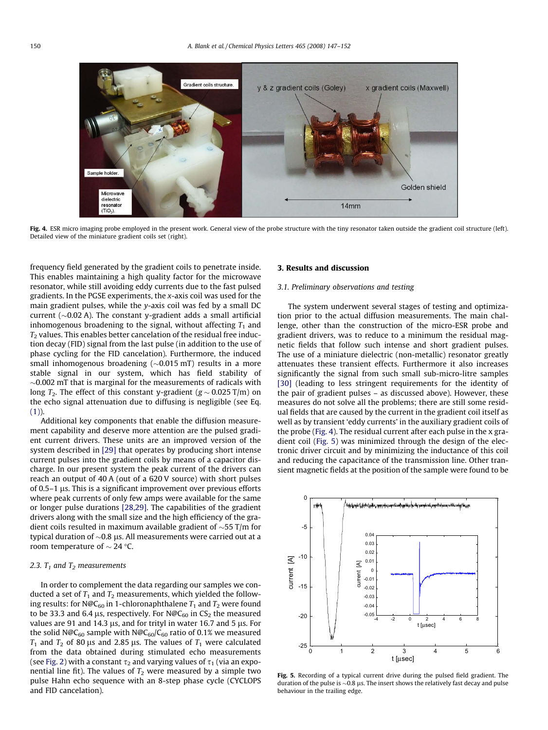Fig. 4. ESR micro imaging probe employed in the present work. General view of the probe structure with the tiny resonator taken outside the gradient coil structure (left). Detailed view of the miniature gradient coils set (right).

frequency field generated by the gradient coils to penetrate inside. This enables maintaining a high quality factor for the microwave resonator, while still avoiding eddy currents due to the fast pulsed gradients. In the PGSE experiments, the *x*-axis coil was used for the main gradient pulses, while the *y*-axis coil was fed by a small DC current (~0.02 A). The constant y-gradient adds a small artificial inhomogeneous broadening to the signal, without affecting $T_1$ and $T_2$ values. This enables better cancelation of the residual free induction decay (FID) signal from the last pulse (in addition to the use of phase cycling for the FID cancelation). Furthermore, the induced small inhomogenous broadening (~0.015 mT) results in a more stable signal in our system, which has field stability of ~0.002 mT that is marginal for the measurements of radicals with long $T_2$. The effect of this constant y-gradient ($g \sim 0.025$ T/m) on the echo signal attenuation due to diffusing is negligible (see Eq. (1)).

Additional key components that enable the diffusion measurement capability and deserve more attention are the pulsed gradient current drivers. These units are an improved version of the system described in [29] that operates by producing short intense current pulses into the gradient coils by means of a capacitor discharge. In our present system the peak current of the drivers can reach an output of 40 A (out of a 620 V source) with short pulses of 0.5–1 μs. This is a significant improvement over previous efforts where peak currents of only few amps were available for the same or longer pulse durations [28,29]. The capabilities of the gradient drivers along with the small size and the high efficiency of the gradient coils resulted in maximum available gradient of ~55 T/m for typical duration of ~0.8 μs. All measurements were carried out at a room temperature of ~ 24 °C.

### 2.3. $T_1$ and $T_2$ measurements

In order to complement the data regarding our samples we conducted a set of $T_1$ and $T_2$ measurements, which yielded the following results: for N@$C_{60}$ in 1-chloronaphthalene $T_1$ and $T_2$ were found to be 33.3 and 6.4 μs, respectively. For N@$C_{60}$ in $CS_2$ the measured values are 91 and 14.3 μs, and for trityl in water 16.7 and 5 μs. For the solid N@$C_{60}$ sample with N@$C_{60}$/$C_{60}$ ratio of 0.1% we measured $T_1$ and $T_2$ of 80 μs and 2.85 μs. The values of $T_1$ were calculated from the data obtained during stimulated echo measurements (see Fig. 2) with a constant $\tau_2$ and varying values of $\tau_1$ (via an exponential line fit). The values of $T_2$ were measured by a simple two pulse Hahn echo sequence with an 8-step phase cycle (CYCLOPS and FID cancelation).

## 3. Results and discussion

### 3.1. Preliminary observations and testing

The system underwent several stages of testing and optimization prior to the actual diffusion measurements. The main challenge, other than the construction of the micro-ESR probe and gradient drivers, was to reduce to a minimum the residual magnetic fields that follow such intense and short gradient pulses. The use of a miniature dielectric (non-metallic) resonator greatly attenuates these transient effects. Furthermore it also increases significantly the signal from such small sub-micro-litre samples [30] (leading to less stringent requirements for the identity of the pair of gradient pulses – as discussed above). However, these measures do not solve all the problems; there are still some residual fields that are caused by the current in the gradient coil itself as well as by transient 'eddy currents' in the auxiliary gradient coils of the probe (Fig. 4). The residual current after each pulse in the x gradient coil (Fig. 5) was minimized through the design of the electronic driver circuit and by minimizing the inductance of this coil and reducing the capacitance of the transmission line. Other transient magnetic fields at the position of the sample were found to be

Fig. 5. Recording of a typical current drive during the pulsed field gradient. The duration of the pulse is ~0.8 μs. The insert shows the relatively fast decay and pulse behaviour in the trailing edge.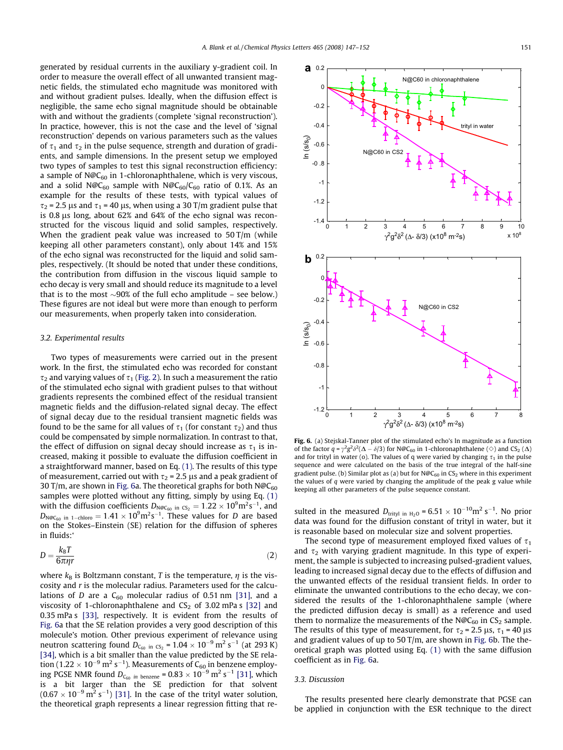generated by residual currents in the auxiliary y-gradient coil. In order to measure the overall effect of all unwanted transient magnetic fields, the stimulated echo magnitude was monitored with and without gradient pulses. Ideally, when the diffusion effect is negligible, the same echo signal magnitude should be obtainable with and without the gradients (complete 'signal reconstruction'). In practice, however, this is not the case and the level of 'signal reconstruction' depends on various parameters such as the values of $\tau_1$ and $\tau_2$ in the pulse sequence, strength and duration of gradients, and sample dimensions. In the present setup we employed two types of samples to test this signal reconstruction efficiency: a sample of N@$C_{60}$ in 1-chloronaphthalene, which is very viscous, and a solid N@$C_{60}$ sample with N@$C_{60}$/$C_{60}$ ratio of 0.1%. As an example for the results of these tests, with typical values of $\tau_2$ = 2.5 µs and $\tau_1$ = 40 µs, when using a 30 T/m gradient pulse that is 0.8 µs long, about 62% and 64% of the echo signal was reconstructed for the viscous liquid and solid samples, respectively. When the gradient peak value was increased to 50 T/m (while keeping all other parameters constant), only about 14% and 15% of the echo signal was reconstructed for the liquid and solid samples, respectively. (It should be noted that under these conditions, the contribution from diffusion in the viscous liquid sample to echo decay is very small and should reduce its magnitude to a level that is to the most ~90% of the full echo amplitude – see below.) These figures are not ideal but were more than enough to perform our measurements, when properly taken into consideration.

### 3.2. Experimental results

Two types of measurements were carried out in the present work. In the first, the stimulated echo was recorded for constant $\tau_2$ and varying values of $\tau_1$ (Fig. 2). In such a measurement the ratio of the stimulated echo signal with gradient pulses to that without gradients represents the combined effect of the residual transient magnetic fields and the diffusion-related signal decay. The effect of signal decay due to the residual transient magnetic fields was found to be the same for all values of $\tau_1$ (for constant $\tau_2$) and thus could be compensated by simple normalization. In contrast to that, the effect of diffusion on signal decay should increase as $\tau_1$ is increased, making it possible to evaluate the diffusion coefficient in a straightforward manner, based on Eq. (1). The results of this type of measurement, carried out with $\tau_2$ = 2.5 µs and a peak gradient of 30 T/m, are shown in Fig. 6a. The theoretical graphs for both N@$C_{60}$ samples were plotted without any fitting, simply by using Eq. (1) with the diffusion coefficients $D_{\text{N@C}_{60}\text{ in CS}_2} = 1.22 \times 10^9 \text{m}^2\text{s}^{-1}$, and $D_{\text{N@C}_{60}\text{ in 1-chloro}} = 1.41 \times 10^9 \text{m}^2\text{s}^{-1}$. These values for $D$ are based on the Stokes–Einstein (SE) relation for the diffusion of spheres in fluids:'

$$D = \frac{k_B T}{6\pi\eta r} \tag{2}$$

where $k_B$ is Boltzmann constant, $T$ is the temperature, $\eta$ is the viscosity and $r$ is the molecular radius. Parameters used for the calculations of $D$ are a $C_{60}$ molecular radius of 0.51 nm [31], and a viscosity of 1-chloronaphthalene and $CS_2$ of 3.02 mPa s [32] and 0.35 mPa s [33], respectively. It is evident from the results of Fig. 6a that the SE relation provides a very good description of this molecule's motion. Other previous experiment of relevance using neutron scattering found $D_{C_{60}\text{ in CS}_2}$ = 1.04 × $10^{-9}$ m$^2$ s$^{-1}$ (at 293 K) [34], which is a bit smaller than the value predicted by the SE relation (1.22 × $10^{-9}$ m$^2$ s$^{-1}$). Measurements of $C_{60}$ in benzene employing PGSE NMR found $D_{C_{60}\textit{ in }\text{benzene}}$ = 0.83 × $10^{-9}$ m$^2$ s$^{-1}$ [31], which is a bit larger than the SE prediction for that solvent (0.67 × $10^{-9}$ m$^2$ s$^{-1}$) [31]. In the case of the trityl water solution, the theoretical graph represents a linear regression fitting that resulted in the measured $D_{\text{trityl in H}_2\text{O}}$ = 6.51 × $10^{-10}$m$^2$ s$^{-1}$. No prior data was found for the diffusion constant of trityl in water, but it is reasonable based on molecular size and solvent properties.

The second type of measurement employed fixed values of $\tau_1$ and $\tau_2$ with varying gradient magnitude. In this type of experiment, the sample is subjected to increasing pulsed-gradient values, leading to increased signal decay due to the effects of diffusion and the unwanted effects of the residual transient fields. In order to eliminate the unwanted contributions to the echo decay, we considered the results of the 1-chloronaphthalene sample (where the predicted diffusion decay is small) as a reference and used them to normalize the measurements of the N@$C_{60}$ in $CS_2$ sample. The results of this type of measurement, for $\tau_2$ = 2.5 µs, $\tau_1$ = 40 µs and gradient values of up to 50 T/m, are shown in Fig. 6b. The theoretical graph was plotted using Eq. (1) with the same diffusion coefficient as in Fig. 6a.

**Fig. 6.** (a) Stejskal-Tanner plot of the stimulated echo's ln magnitude as a function of the factor $q = \gamma^2 g^2 \delta^2 (\Delta - \delta/3)$ for N@$C_{60}$ in 1-chloronaphthalene (◇) and $CS_2$ (Δ) and for trityl in water (o). The values of q were varied by changing $\tau_1$ in the pulse sequence and were calculated on the basis of the true integral of the half-sine gradient pulse. (b) Similar plot as (a) but for N@$C_{60}$ in $CS_2$ where in this experiment the values of $q$ were varied by changing the amplitude of the peak g value while keeping all other parameters of the pulse sequence constant.

### 3.3. Discussion

The results presented here clearly demonstrate that PGSE can be applied in conjunction with the ESR technique to the direct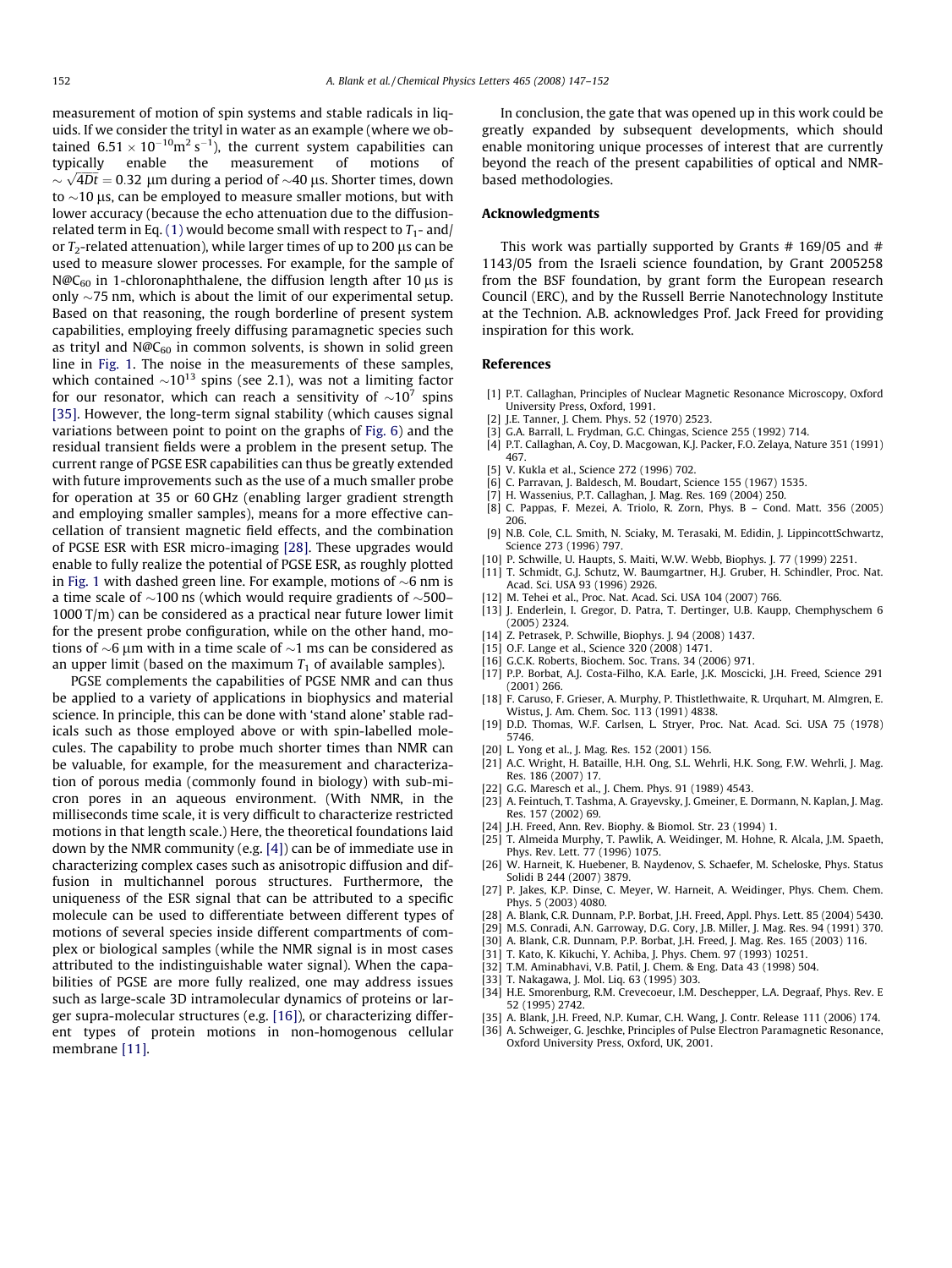measurement of motion of spin systems and stable radicals in liquids. If we consider the trityl in water as an example (where we obtained $6.51 \times 10^{-10} \mathrm{m}^2\,\mathrm{s}^{-1}$), the current system capabilities can typically enable the measurement of motions of $\sim \sqrt{4Dt} = 0.32$ μm during a period of ~40 μs. Shorter times, down to ~10 μs, can be employed to measure smaller motions, but with lower accuracy (because the echo attenuation due to the diffusion-related term in Eq. (1) would become small with respect to $T_1$- and/or $T_2$-related attenuation), while larger times of up to 200 μs can be used to measure slower processes. For example, for the sample of N@$C_{60}$ in 1-chloronaphthalene, the diffusion length after 10 μs is only ~75 nm, which is about the limit of our experimental setup. Based on that reasoning, the rough borderline of present system capabilities, employing freely diffusing paramagnetic species such as trityl and N@$C_{60}$ in common solvents, is shown in solid green line in Fig. 1. The noise in the measurements of these samples, which contained ~$10^{13}$ spins (see 2.1), was not a limiting factor for our resonator, which can reach a sensitivity of ~$10^7$ spins [35]. However, the long-term signal stability (which causes signal variations between point to point on the graphs of Fig. 6) and the residual transient fields were a problem in the present setup. The current range of PGSE ESR capabilities can thus be greatly extended with future improvements such as the use of a much smaller probe for operation at 35 or 60 GHz (enabling larger gradient strength and employing smaller samples), means for a more effective cancellation of transient magnetic field effects, and the combination of PGSE ESR with ESR micro-imaging [28]. These upgrades would enable to fully realize the potential of PGSE ESR, as roughly plotted in Fig. 1 with dashed green line. For example, motions of ~6 nm is a time scale of ~100 ns (which would require gradients of ~500–1000 T/m) can be considered as a practical near future lower limit for the present probe configuration, while on the other hand, motions of ~6 μm with in a time scale of ~1 ms can be considered as an upper limit (based on the maximum $T_1$ of available samples).

PGSE complements the capabilities of PGSE NMR and can thus be applied to a variety of applications in biophysics and material science. In principle, this can be done with 'stand alone' stable radicals such as those employed above or with spin-labelled molecules. The capability to probe much shorter times than NMR can be valuable, for example, for the measurement and characterization of porous media (commonly found in biology) with sub-micron pores in an aqueous environment. (With NMR, in the milliseconds time scale, it is very difficult to characterize restricted motions in that length scale.) Here, the theoretical foundations laid down by the NMR community (e.g. [4]) can be of immediate use in characterizing complex cases such as anisotropic diffusion and diffusion in multichannel porous structures. Furthermore, the uniqueness of the ESR signal that can be attributed to a specific molecule can be used to differentiate between different types of motions of several species inside different compartments of complex or biological samples (while the NMR signal is in most cases attributed to the indistinguishable water signal). When the capabilities of PGSE are more fully realized, one may address issues such as large-scale 3D intramolecular dynamics of proteins or larger supra-molecular structures (e.g. [16]), or characterizing different types of protein motions in non-homogenous cellular membrane [11].

In conclusion, the gate that was opened up in this work could be greatly expanded by subsequent developments, which should enable monitoring unique processes of interest that are currently beyond the reach of the present capabilities of optical and NMR-based methodologies.

## Acknowledgments

This work was partially supported by Grants # 169/05 and # 1143/05 from the Israeli science foundation, by Grant 2005258 from the BSF foundation, by grant form the European research Council (ERC), and by the Russell Berrie Nanotechnology Institute at the Technion. A.B. acknowledges Prof. Jack Freed for providing inspiration for this work.

## References

[1] P.T. Callaghan, Principles of Nuclear Magnetic Resonance Microscopy, Oxford University Press, Oxford, 1991.
[2] J.E. Tanner, J. Chem. Phys. 52 (1970) 2523.
[3] G.A. Barrall, L. Frydman, G.C. Chingas, Science 255 (1992) 714.
[4] P.T. Callaghan, A. Coy, D. Macgowan, K.J. Packer, F.O. Zelaya, Nature 351 (1991) 467.
[5] V. Kukla et al., Science 272 (1996) 702.
[6] C. Parravan, J. Baldesch, M. Boudart, Science 155 (1967) 1535.
[7] H. Wassenius, P.T. Callaghan, J. Mag. Res. 169 (2004) 250.
[8] C. Pappas, F. Mezei, A. Triolo, R. Zorn, Phys. B – Cond. Matt. 356 (2005) 206.
[9] N.B. Cole, C.L. Smith, N. Sciaky, M. Terasaki, M. Edidin, J. LippincottSchwartz, Science 273 (1996) 797.
[10] P. Schwille, U. Haupts, S. Maiti, W.W. Webb, Biophys. J. 77 (1999) 2251.
[11] T. Schmidt, G.J. Schutz, W. Baumgartner, H.J. Gruber, H. Schindler, Proc. Nat. Acad. Sci. USA 93 (1996) 2926.
[12] M. Tehei et al., Proc. Nat. Acad. Sci. USA 104 (2007) 766.
[13] J. Enderlein, I. Gregor, D. Patra, T. Dertinger, U.B. Kaupp, Chemphyschem 6 (2005) 2324.
[14] Z. Petrasek, P. Schwille, Biophys. J. 94 (2008) 1437.
[15] O.F. Lange et al., Science 320 (2008) 1471.
[16] G.C.K. Roberts, Biochem. Soc. Trans. 34 (2006) 971.
[17] P.P. Borbat, A.J. Costa-Filho, K.A. Earle, J.K. Moscicki, J.H. Freed, Science 291 (2001) 266.
[18] F. Caruso, F. Grieser, A. Murphy, P. Thistlethwaite, R. Urquhart, M. Almgren, E. Wistus, J. Am. Chem. Soc. 113 (1991) 4838.
[19] D.D. Thomas, W.F. Carlsen, L. Stryer, Proc. Nat. Acad. Sci. USA 75 (1978) 5746.
[20] L. Yong et al., J. Mag. Res. 152 (2001) 156.
[21] A.C. Wright, H. Bataille, H.H. Ong, S.L. Wehrli, H.K. Song, F.W. Wehrli, J. Mag. Res. 186 (2007) 17.
[22] G.G. Maresch et al., J. Chem. Phys. 91 (1989) 4543.
[23] A. Feintuch, T. Tashma, A. Grayevsky, J. Gmeiner, E. Dormann, N. Kaplan, J. Mag. Res. 157 (2002) 69.
[24] J.H. Freed, Ann. Rev. Biophy. & Biomol. Str. 23 (1994) 1.
[25] T. Almeida Murphy, T. Pawlik, A. Weidinger, M. Hohne, R. Alcala, J.M. Spaeth, Phys. Rev. Lett. 77 (1996) 1075.
[26] W. Harneit, K. Huebener, B. Naydenov, S. Schaefer, M. Scheloske, Phys. Status Solidi B 244 (2007) 3879.
[27] P. Jakes, K.P. Dinse, C. Meyer, W. Harneit, A. Weidinger, Phys. Chem. Chem. Phys. 5 (2003) 4080.
[28] A. Blank, C.R. Dunnam, P.P. Borbat, J.H. Freed, Appl. Phys. Lett. 85 (2004) 5430.
[29] M.S. Conradi, A.N. Garroway, D.G. Cory, J.B. Miller, J. Mag. Res. 94 (1991) 370.
[30] A. Blank, C.R. Dunnam, P.P. Borbat, J.H. Freed, J. Mag. Res. 165 (2003) 116.
[31] T. Kato, K. Kikuchi, Y. Achiba, J. Phys. Chem. 97 (1993) 10251.
[32] T.M. Aminabhavi, V.B. Patil, J. Chem. & Eng. Data 43 (1998) 504.
[33] T. Nakagawa, J. Mol. Liq. 63 (1995) 303.
[34] H.E. Smorenburg, R.M. Crevecoeur, I.M. Deschepper, L.A. Degraaf, Phys. Rev. E 52 (1995) 2742.
[35] A. Blank, J.H. Freed, N.P. Kumar, C.H. Wang, J. Contr. Release 111 (2006) 174.
[36] A. Schweiger, G. Jeschke, Principles of Pulse Electron Paramagnetic Resonance, Oxford University Press, Oxford, UK, 2001.